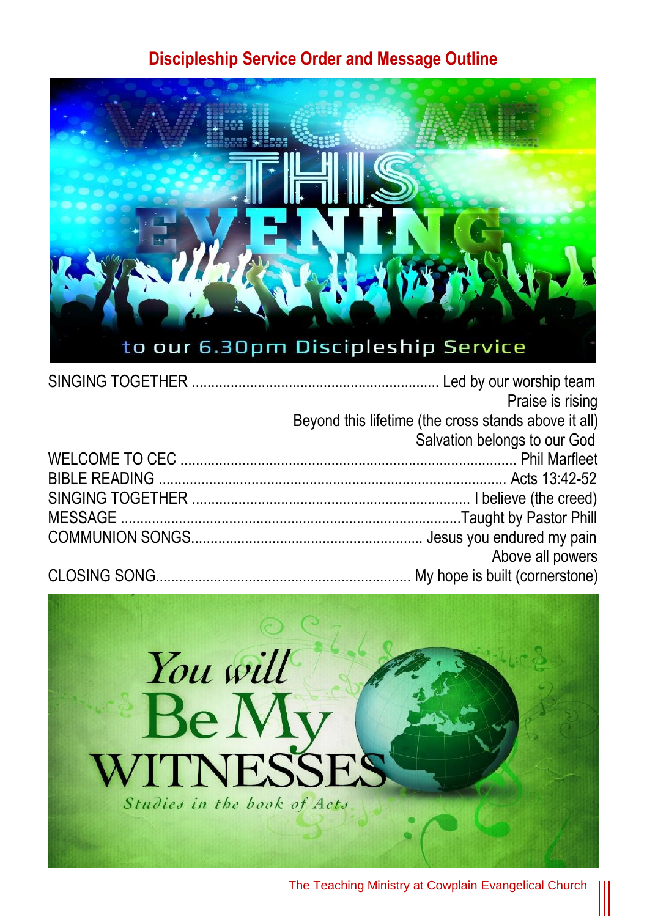## Discipleship Service Order and Message Outline

WELCOME THIS EVENING

to our 6.30pm Discipleship Service

SINGING TOGETHER ........ Led by our worship team
Praise is rising
Beyond this lifetime (the cross stands above it all)
Salvation belongs to our God

WELCOME TO CEC ........ Phil Marfleet

BIBLE READING ........ Acts 13:42-52

SINGING TOGETHER ........ I believe (the creed)

MESSAGE ........ Taught by Pastor Phill

COMMUNION SONGS........ Jesus you endured my pain
Above all powers

CLOSING SONG........ My hope is built (cornerstone)

You will Be My WITNESSES

*Studies in the book of Acts*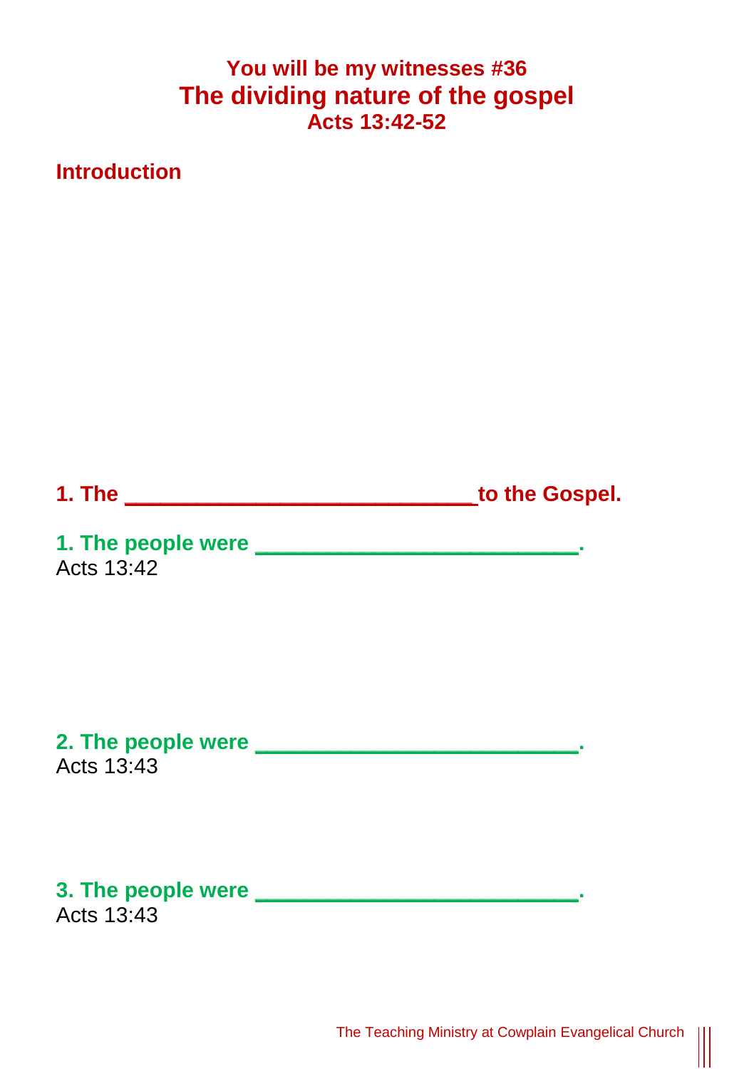### You will be my witnesses #36

# The dividing nature of the gospel

### Acts 13:42-52

## Introduction

## 1. The ____________________________ to the Gospel.

### 1. The people were __________________________.

Acts 13:42

### 2. The people were __________________________.

Acts 13:43

### 3. The people were __________________________.

Acts 13:43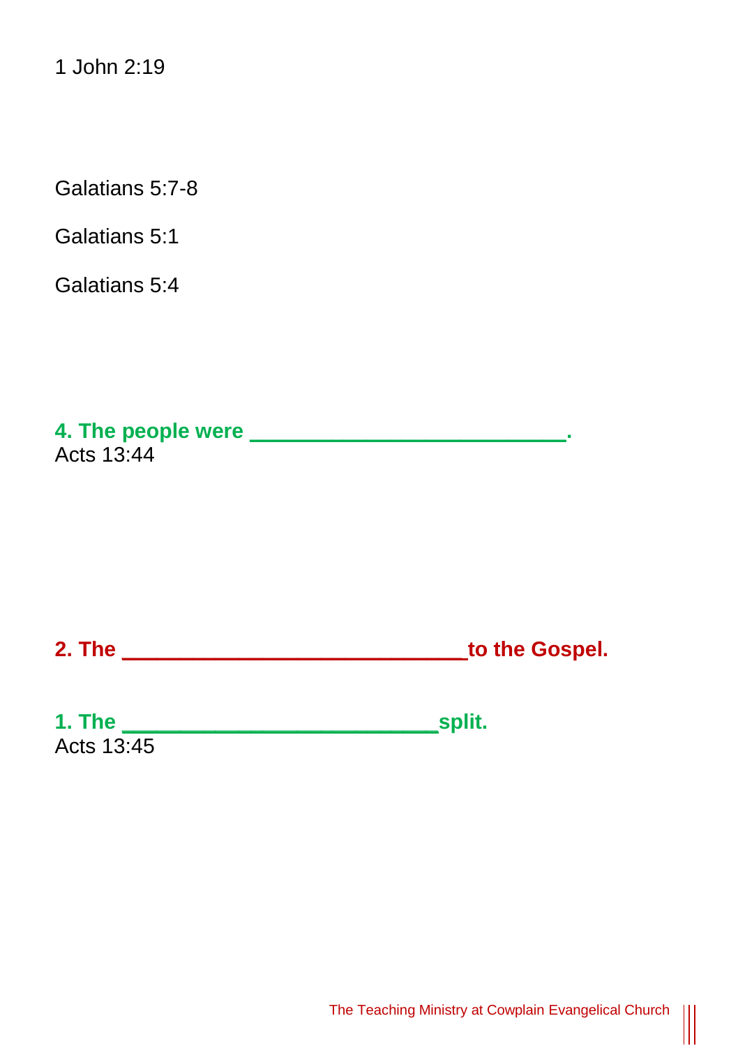1 John 2:19

Galatians 5:7-8

Galatians 5:1

Galatians 5:4

**4. The people were ___________________________.**
Acts 13:44

**2. The _____________________________to the Gospel.**

**1. The ___________________________split.**
Acts 13:45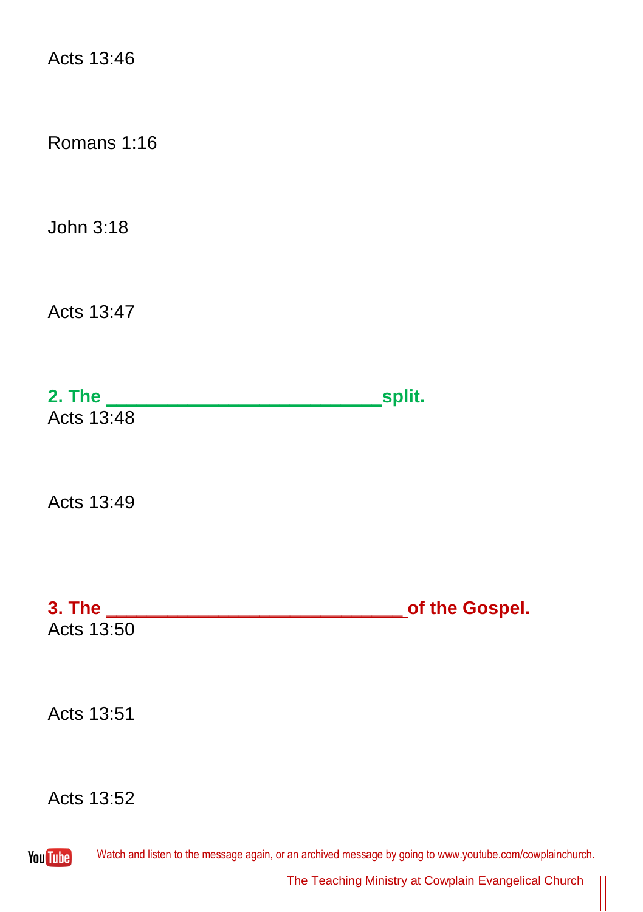Acts 13:46

Romans 1:16

John 3:18

Acts 13:47

**2. The ________________________split.**

Acts 13:48

Acts 13:49

**3. The __________________________of the Gospel.**

Acts 13:50

Acts 13:51

Acts 13:52

Watch and listen to the message again, or an archived message by going to www.youtube.com/cowplainchurch.

The Teaching Ministry at Cowplain Evangelical Church